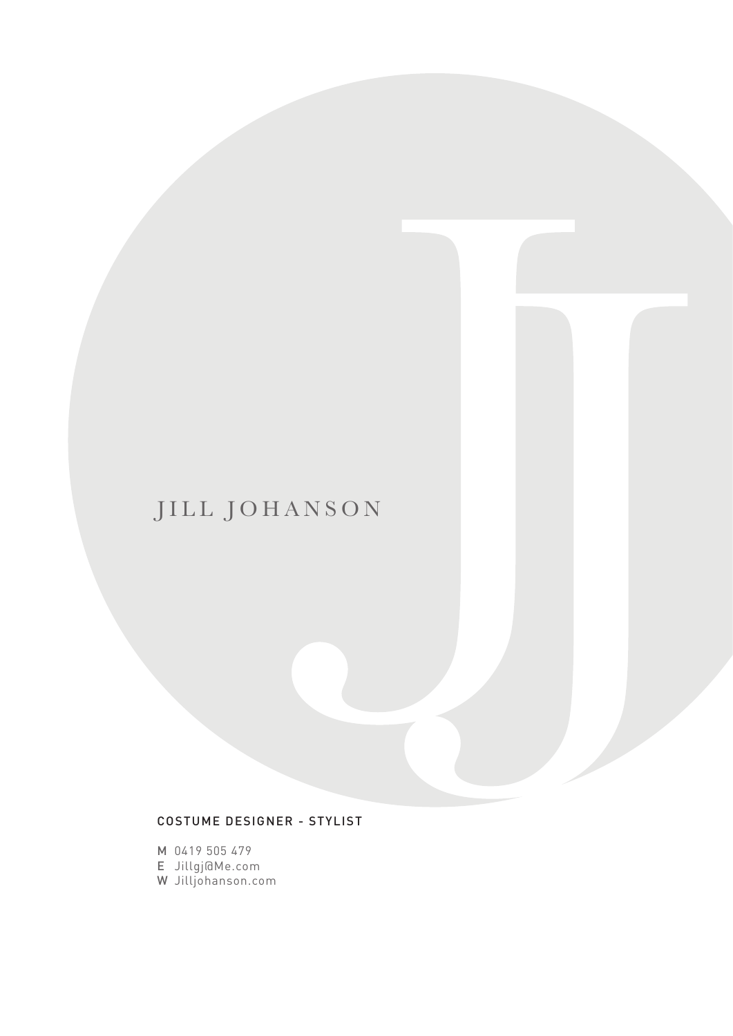# JILL JOHANSON

COSTUME DESIGNER - STYLIST

M 0419 505 479
E Jillgj@Me.com
W Jilljohanson.com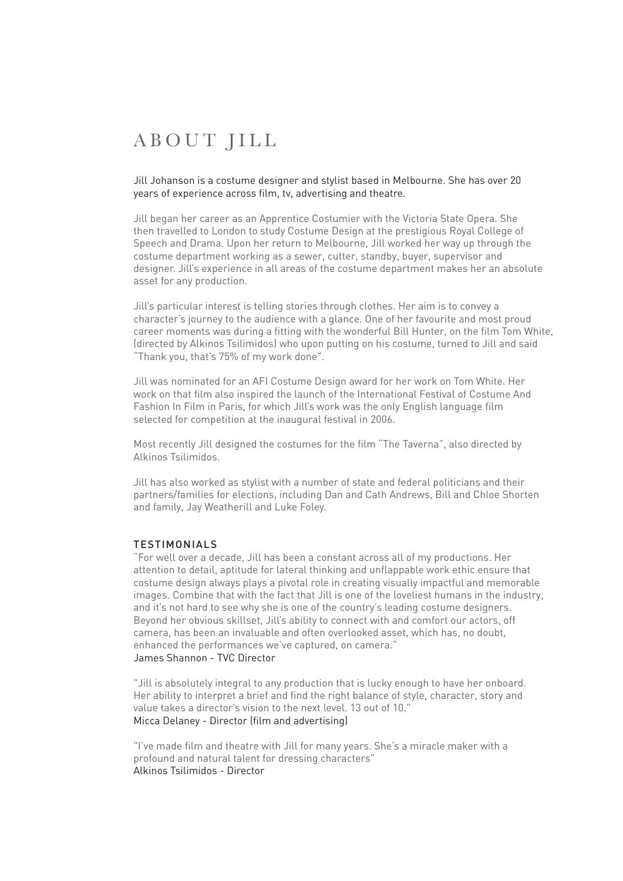# ABOUT JILL

Jill Johanson is a costume designer and stylist based in Melbourne. She has over 20 years of experience across film, tv, advertising and theatre.

Jill began her career as an Apprentice Costumier with the Victoria State Opera. She then travelled to London to study Costume Design at the prestigious Royal College of Speech and Drama. Upon her return to Melbourne, Jill worked her way up through the costume department working as a sewer, cutter, standby, buyer, supervisor and designer. Jill's experience in all areas of the costume department makes her an absolute asset for any production.

Jill's particular interest is telling stories through clothes. Her aim is to convey a character's journey to the audience with a glance. One of her favourite and most proud career moments was during a fitting with the wonderful Bill Hunter, on the film Tom White, (directed by Alkinos Tsilimidos) who upon putting on his costume, turned to Jill and said "Thank you, that's 75% of my work done".

Jill was nominated for an AFI Costume Design award for her work on Tom White. Her work on that film also inspired the launch of the International Festival of Costume And Fashion In Film in Paris, for which Jill's work was the only English language film selected for competition at the inaugural festival in 2006.

Most recently Jill designed the costumes for the film "The Taverna", also directed by Alkinos Tsilimidos.

Jill has also worked as stylist with a number of state and federal politicians and their partners/families for elections, including Dan and Cath Andrews, Bill and Chloe Shorten and family, Jay Weatherill and Luke Foley.

## TESTIMONIALS

"For well over a decade, Jill has been a constant across all of my productions. Her attention to detail, aptitude for lateral thinking and unflappable work ethic ensure that costume design always plays a pivotal role in creating visually impactful and memorable images. Combine that with the fact that Jill is one of the loveliest humans in the industry, and it's not hard to see why she is one of the country's leading costume designers. Beyond her obvious skillset, Jill's ability to connect with and comfort our actors, off camera, has been an invaluable and often overlooked asset, which has, no doubt, enhanced the performances we've captured, on camera."
James Shannon - TVC Director

"Jill is absolutely integral to any production that is lucky enough to have her onboard. Her ability to interpret a brief and find the right balance of style, character, story and value takes a director's vision to the next level. 13 out of 10."
Micca Delaney - Director (film and advertising)

"I've made film and theatre with Jill for many years. She's a miracle maker with a profound and natural talent for dressing characters"
Alkinos Tsilimidos - Director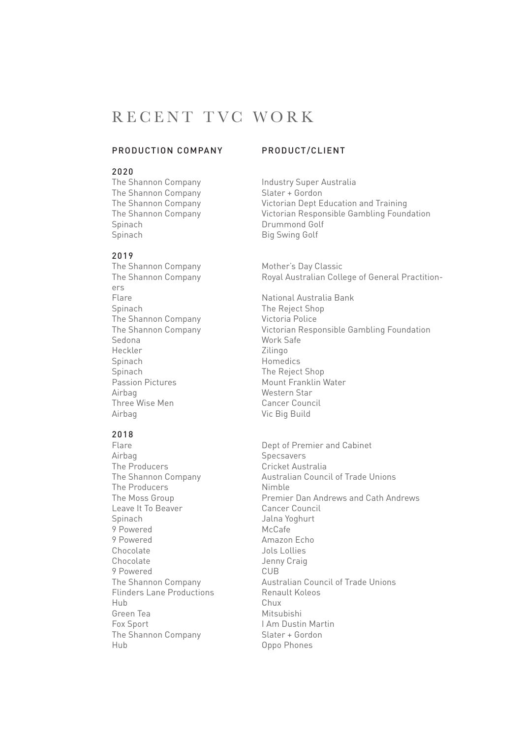# RECENT TVC WORK

| PRODUCTION COMPANY | PRODUCT/CLIENT |
|---|---|
| **2020** | |
| The Shannon Company | Industry Super Australia |
| The Shannon Company | Slater + Gordon |
| The Shannon Company | Victorian Dept Education and Training |
| The Shannon Company | Victorian Responsible Gambling Foundation |
| Spinach | Drummond Golf |
| Spinach | Big Swing Golf |
| **2019** | |
| The Shannon Company | Mother's Day Classic |
| The Shannon Company | Royal Australian College of General Practitioners |
| Flare | National Australia Bank |
| Spinach | The Reject Shop |
| The Shannon Company | Victoria Police |
| The Shannon Company | Victorian Responsible Gambling Foundation |
| Sedona | Work Safe |
| Heckler | Zilingo |
| Spinach | Homedics |
| Spinach | The Reject Shop |
| Passion Pictures | Mount Franklin Water |
| Airbag | Western Star |
| Three Wise Men | Cancer Council |
| Airbag | Vic Big Build |
| **2018** | |
| Flare | Dept of Premier and Cabinet |
| Airbag | Specsavers |
| The Producers | Cricket Australia |
| The Shannon Company | Australian Council of Trade Unions |
| The Producers | Nimble |
| The Moss Group | Premier Dan Andrews and Cath Andrews |
| Leave It To Beaver | Cancer Council |
| Spinach | Jalna Yoghurt |
| 9 Powered | McCafe |
| 9 Powered | Amazon Echo |
| Chocolate | Jols Lollies |
| Chocolate | Jenny Craig |
| 9 Powered | CUB |
| The Shannon Company | Australian Council of Trade Unions |
| Flinders Lane Productions | Renault Koleos |
| Hub | Chux |
| Green Tea | Mitsubishi |
| Fox Sport | I Am Dustin Martin |
| The Shannon Company | Slater + Gordon |
| Hub | Oppo Phones |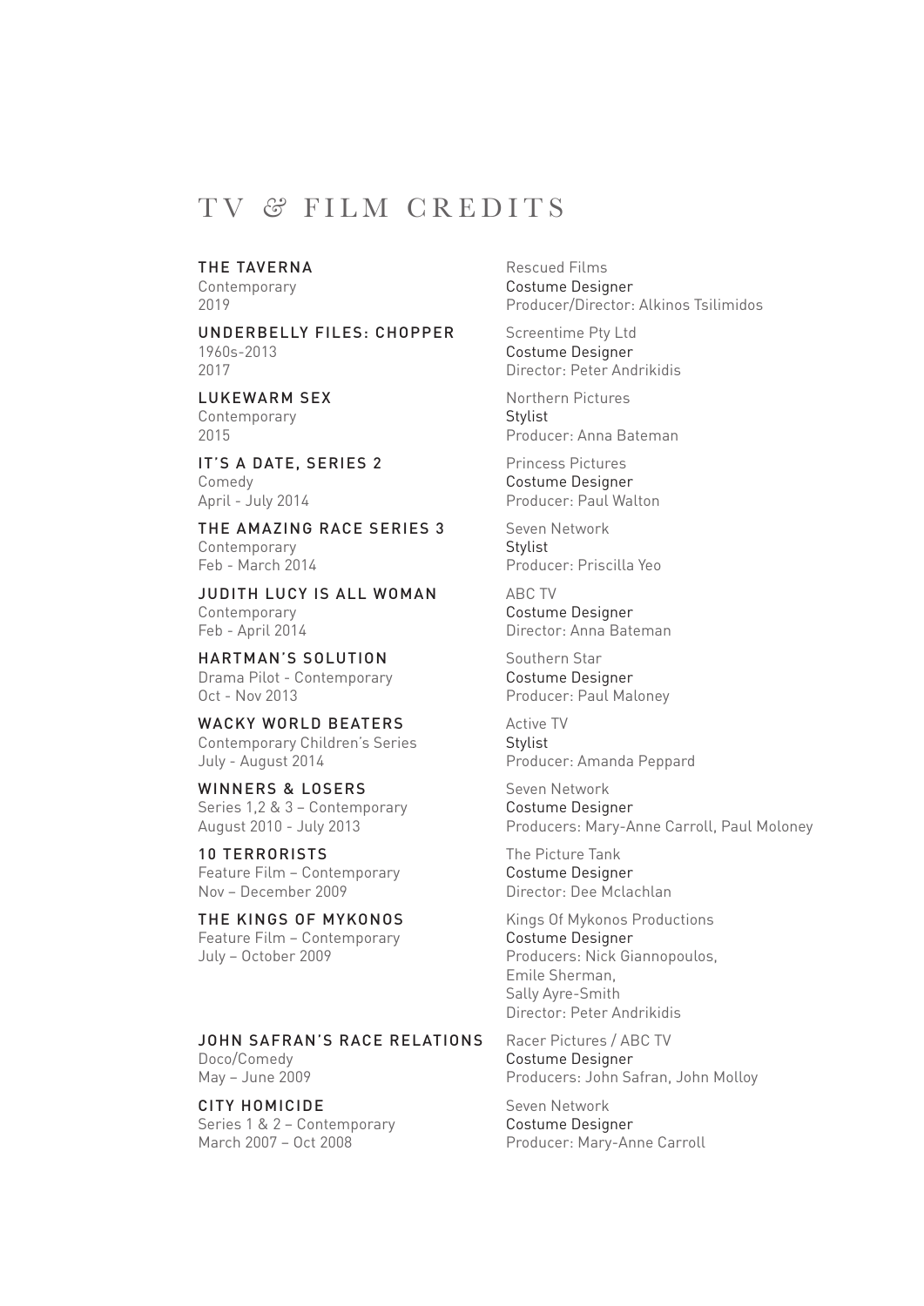# TV & FILM CREDITS

**THE TAVERNA**
Contemporary
2019

Rescued Films
Costume Designer
Producer/Director: Alkinos Tsilimidos

**UNDERBELLY FILES: CHOPPER**
1960s-2013
2017

Screentime Pty Ltd
Costume Designer
Director: Peter Andrikidis

**LUKEWARM SEX**
Contemporary
2015

Northern Pictures
Stylist
Producer: Anna Bateman

**IT'S A DATE, SERIES 2**
Comedy
April - July 2014

Princess Pictures
Costume Designer
Producer: Paul Walton

**THE AMAZING RACE SERIES 3**
Contemporary
Feb - March 2014

Seven Network
Stylist
Producer: Priscilla Yeo

**JUDITH LUCY IS ALL WOMAN**
Contemporary
Feb - April 2014

ABC TV
Costume Designer
Director: Anna Bateman

**HARTMAN'S SOLUTION**
Drama Pilot - Contemporary
Oct - Nov 2013

Southern Star
Costume Designer
Producer: Paul Maloney

**WACKY WORLD BEATERS**
Contemporary Children's Series
July - August 2014

Active TV
Stylist
Producer: Amanda Peppard

**WINNERS & LOSERS**
Series 1,2 & 3 – Contemporary
August 2010 - July 2013

Seven Network
Costume Designer
Producers: Mary-Anne Carroll, Paul Moloney

**10 TERRORISTS**
Feature Film – Contemporary
Nov – December 2009

The Picture Tank
Costume Designer
Director: Dee Mclachlan

**THE KINGS OF MYKONOS**
Feature Film – Contemporary
July – October 2009

Kings Of Mykonos Productions
Costume Designer
Producers: Nick Giannopoulos,
Emile Sherman,
Sally Ayre-Smith
Director: Peter Andrikidis

**JOHN SAFRAN'S RACE RELATIONS**
Doco/Comedy
May – June 2009

Racer Pictures / ABC TV
Costume Designer
Producers: John Safran, John Molloy

**CITY HOMICIDE**
Series 1 & 2 – Contemporary
March 2007 – Oct 2008

Seven Network
Costume Designer
Producer: Mary-Anne Carroll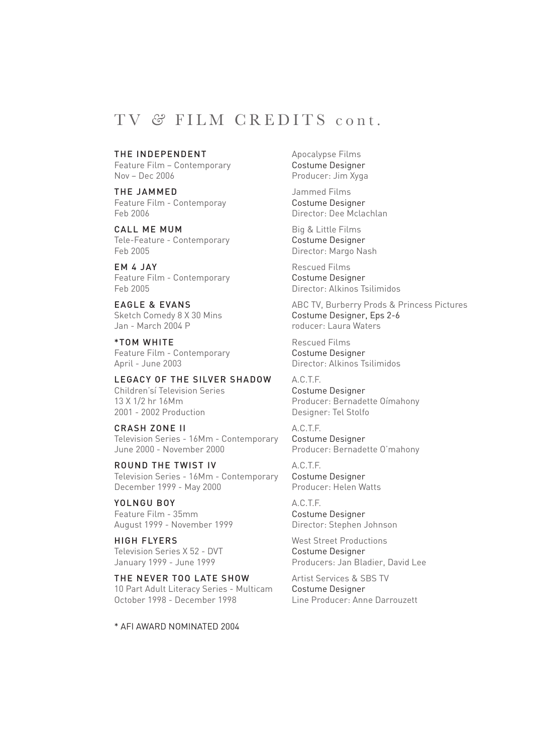# TV & FILM CREDITS cont.

**THE INDEPENDENT**
Feature Film – Contemporary
Nov – Dec 2006

Apocalypse Films
Costume Designer
Producer: Jim Xyga

**THE JAMMED**
Feature Film - Contemporay
Feb 2006

Jammed Films
Costume Designer
Director: Dee Mclachlan

**CALL ME MUM**
Tele-Feature - Contemporary
Feb 2005

Big & Little Films
Costume Designer
Director: Margo Nash

**EM 4 JAY**
Feature Film - Contemporary
Feb 2005

Rescued Films
Costume Designer
Director: Alkinos Tsilimidos

**EAGLE & EVANS**
Sketch Comedy 8 X 30 Mins
Jan - March 2004 P

ABC TV, Burberry Prods & Princess Pictures
Costume Designer, Eps 2-6
roducer: Laura Waters

**\*TOM WHITE**
Feature Film - Contemporary
April - June 2003

Rescued Films
Costume Designer
Director: Alkinos Tsilimidos

**LEGACY OF THE SILVER SHADOW**
Children'sí Television Series
13 X 1/2 hr 16Mm
2001 - 2002 Production

A.C.T.F.
Costume Designer
Producer: Bernadette Oímahony
Designer: Tel Stolfo

**CRASH ZONE II**
Television Series - 16Mm - Contemporary
June 2000 - November 2000

A.C.T.F.
Costume Designer
Producer: Bernadette O'mahony

**ROUND THE TWIST IV**
Television Series - 16Mm - Contemporary
December 1999 - May 2000

A.C.T.F.
Costume Designer
Producer: Helen Watts

**YOLNGU BOY**
Feature Film - 35mm
August 1999 - November 1999

A.C.T.F.
Costume Designer
Director: Stephen Johnson

**HIGH FLYERS**
Television Series X 52 - DVT
January 1999 - June 1999

West Street Productions
Costume Designer
Producers: Jan Bladier, David Lee

**THE NEVER TOO LATE SHOW**
10 Part Adult Literacy Series - Multicam
October 1998 - December 1998

Artist Services & SBS TV
Costume Designer
Line Producer: Anne Darrouzett

\* AFI AWARD NOMINATED 2004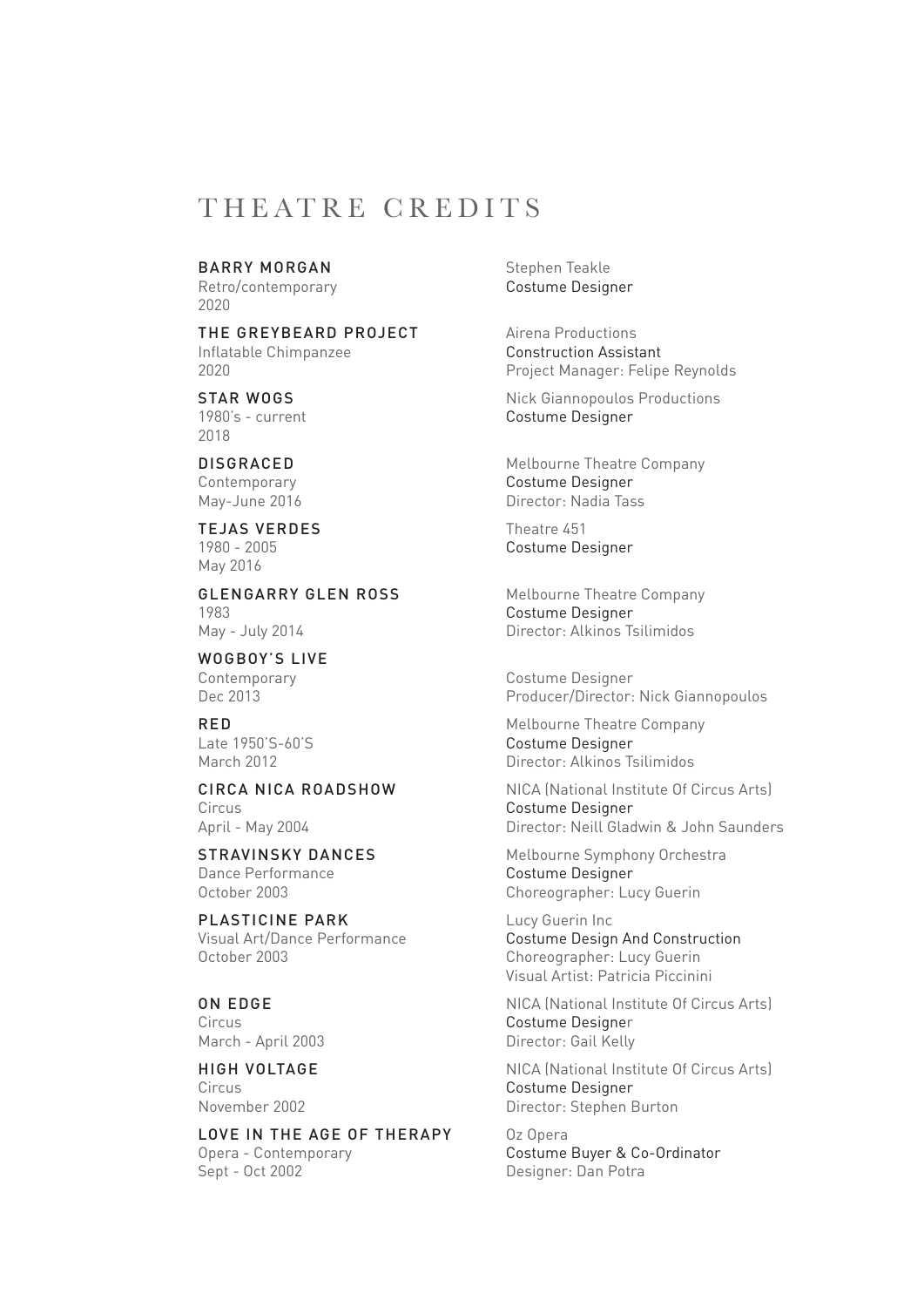# THEATRE CREDITS

**BARRY MORGAN**
Retro/contemporary
2020

Stephen Teakle
Costume Designer

**THE GREYBEARD PROJECT**
Inflatable Chimpanzee
2020

Airena Productions
Construction Assistant
Project Manager: Felipe Reynolds

**STAR WOGS**
1980's - current
2018

Nick Giannopoulos Productions
Costume Designer

**DISGRACED**
Contemporary
May-June 2016

Melbourne Theatre Company
Costume Designer
Director: Nadia Tass

**TEJAS VERDES**
1980 - 2005
May 2016

Theatre 451
Costume Designer

**GLENGARRY GLEN ROSS**
1983
May - July 2014

Melbourne Theatre Company
Costume Designer
Director: Alkinos Tsilimidos

**WOGBOY'S LIVE**
Contemporary
Dec 2013

Costume Designer
Producer/Director: Nick Giannopoulos

**RED**
Late 1950'S-60'S
March 2012

Melbourne Theatre Company
Costume Designer
Director: Alkinos Tsilimidos

**CIRCA NICA ROADSHOW**
Circus
April - May 2004

NICA (National Institute Of Circus Arts)
Costume Designer
Director: Neill Gladwin & John Saunders

**STRAVINSKY DANCES**
Dance Performance
October 2003

Melbourne Symphony Orchestra
Costume Designer
Choreographer: Lucy Guerin

**PLASTICINE PARK**
Visual Art/Dance Performance
October 2003

Lucy Guerin Inc
Costume Design And Construction
Choreographer: Lucy Guerin
Visual Artist: Patricia Piccinini

**ON EDGE**
Circus
March - April 2003

NICA (National Institute Of Circus Arts)
Costume Designer
Director: Gail Kelly

**HIGH VOLTAGE**
Circus
November 2002

NICA (National Institute Of Circus Arts)
Costume Designer
Director: Stephen Burton

**LOVE IN THE AGE OF THERAPY**
Opera - Contemporary
Sept - Oct 2002

Oz Opera
Costume Buyer & Co-Ordinator
Designer: Dan Potra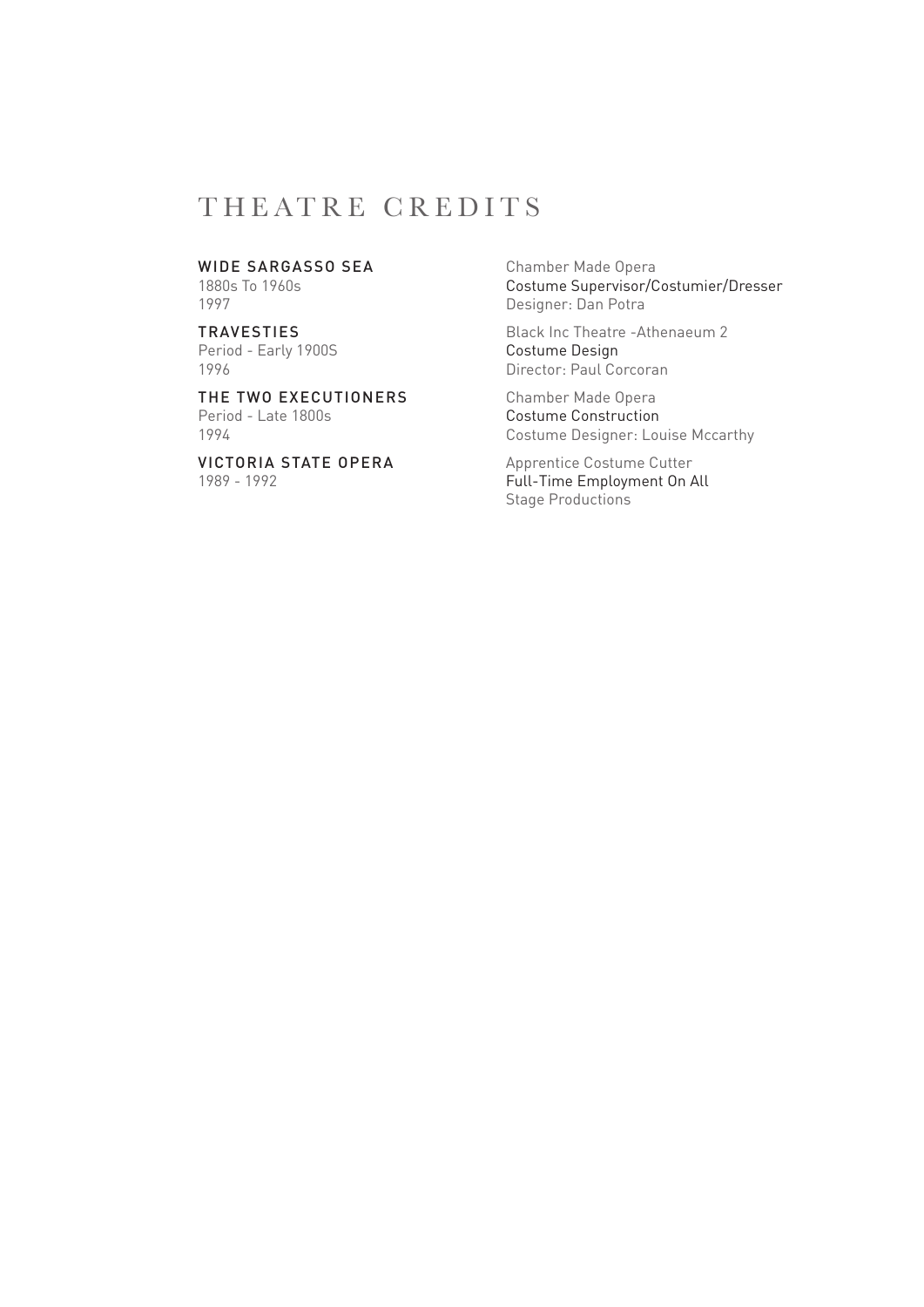# THEATRE CREDITS

**WIDE SARGASSO SEA**
1880s To 1960s
1997

Chamber Made Opera
Costume Supervisor/Costumier/Dresser
Designer: Dan Potra

**TRAVESTIES**
Period - Early 1900S
1996

Black Inc Theatre -Athenaeum 2
Costume Design
Director: Paul Corcoran

**THE TWO EXECUTIONERS**
Period - Late 1800s
1994

Chamber Made Opera
Costume Construction
Costume Designer: Louise Mccarthy

**VICTORIA STATE OPERA**
1989 - 1992

Apprentice Costume Cutter
Full-Time Employment On All
Stage Productions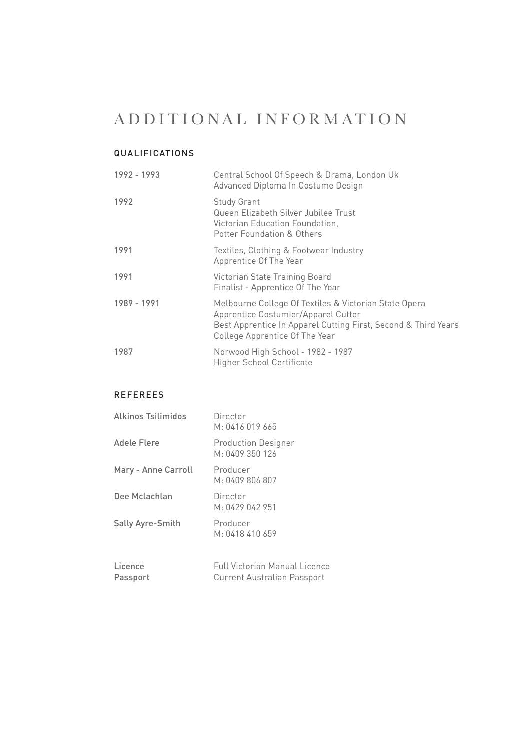# ADDITIONAL INFORMATION

## QUALIFICATIONS

| | |
|---|---|
| 1992 - 1993 | Central School Of Speech & Drama, London Uk<br>Advanced Diploma In Costume Design |
| 1992 | Study Grant<br>Queen Elizabeth Silver Jubilee Trust<br>Victorian Education Foundation,<br>Potter Foundation & Others |
| 1991 | Textiles, Clothing & Footwear Industry<br>Apprentice Of The Year |
| 1991 | Victorian State Training Board<br>Finalist - Apprentice Of The Year |
| 1989 - 1991 | Melbourne College Of Textiles & Victorian State Opera<br>Apprentice Costumier/Apparel Cutter<br>Best Apprentice In Apparel Cutting First, Second & Third Years<br>College Apprentice Of The Year |
| 1987 | Norwood High School - 1982 - 1987<br>Higher School Certificate |

## REFEREES

| | |
|---|---|
| Alkinos Tsilimidos | Director<br>M: 0416 019 665 |
| Adele Flere | Production Designer<br>M: 0409 350 126 |
| Mary - Anne Carroll | Producer<br>M: 0409 806 807 |
| Dee Mclachlan | Director<br>M: 0429 042 951 |
| Sally Ayre-Smith | Producer<br>M: 0418 410 659 |

| | |
|---|---|
| Licence | Full Victorian Manual Licence |
| Passport | Current Australian Passport |